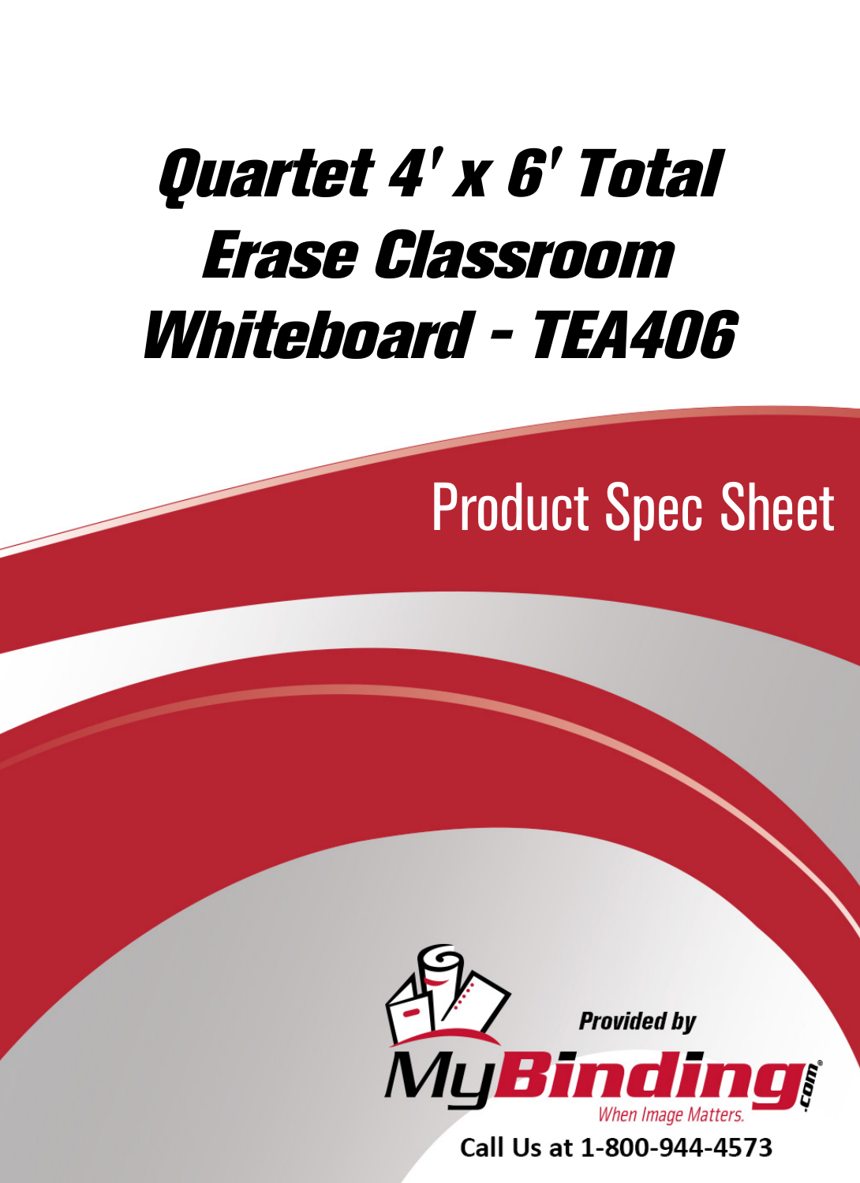# Quartet 4' x 6' Total Erase Classroom Whiteboard - TEA406

## Product Spec Sheet

Provided by

MyBinding.com

When Image Matters.

Call Us at 1-800-944-4573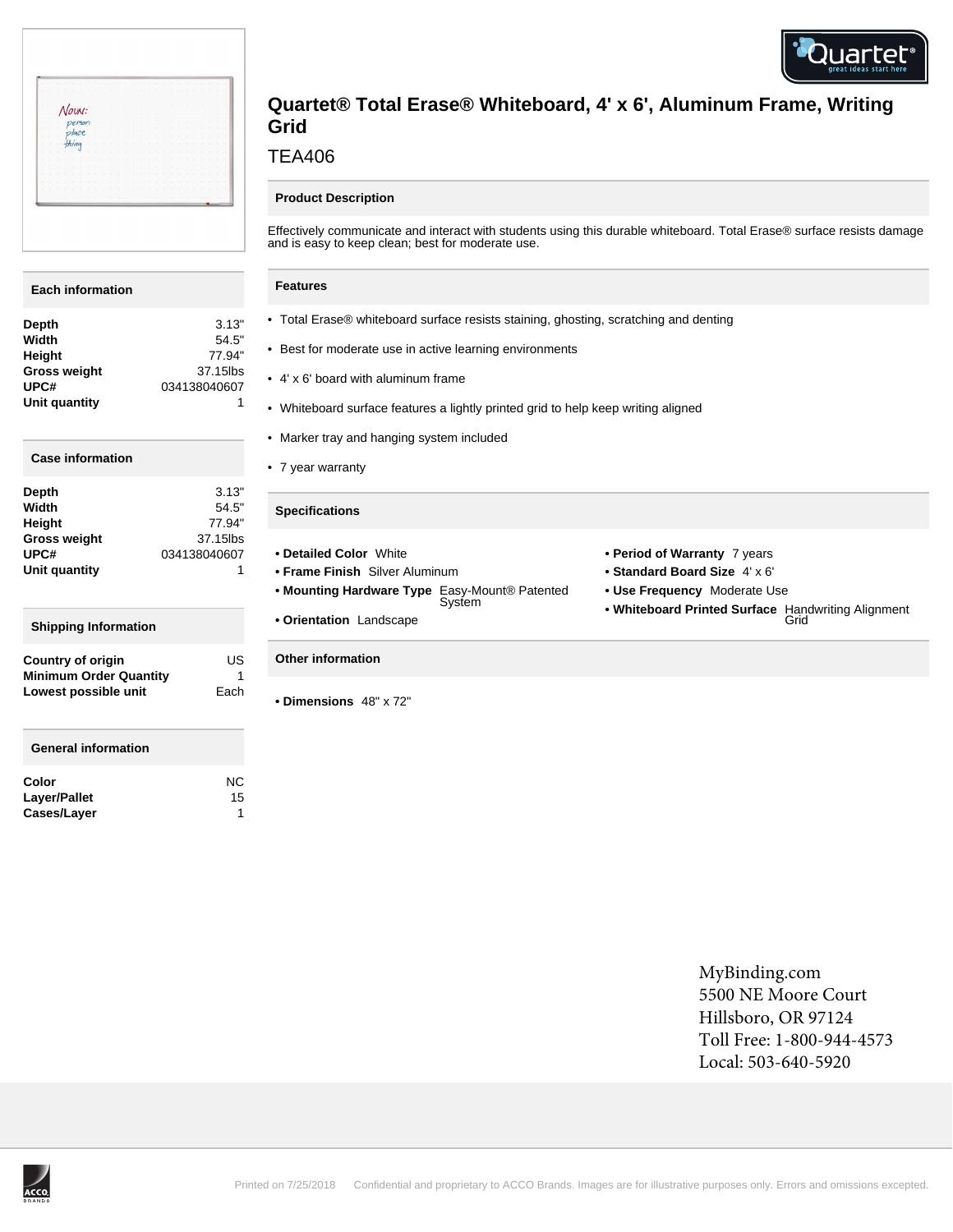# Quartet® Total Erase® Whiteboard, 4' x 6', Aluminum Frame, Writing Grid

TEA406

### Product Description

Effectively communicate and interact with students using this durable whiteboard. Total Erase® surface resists damage and is easy to keep clean; best for moderate use.

### Features

- Total Erase® whiteboard surface resists staining, ghosting, scratching and denting
- Best for moderate use in active learning environments
- 4' x 6' board with aluminum frame
- Whiteboard surface features a lightly printed grid to help keep writing aligned
- Marker tray and hanging system included
- 7 year warranty

### Specifications

- **Detailed Color** White
- **Frame Finish** Silver Aluminum
- **Mounting Hardware Type** Easy-Mount® Patented System
- **Orientation** Landscape
- **Period of Warranty** 7 years
- **Standard Board Size** 4' x 6'
- **Use Frequency** Moderate Use
- **Whiteboard Printed Surface** Handwriting Alignment Grid

### Other information

- **Dimensions** 48" x 72"

### Each information

| | |
|---|---|
| **Depth** | 3.13" |
| **Width** | 54.5" |
| **Height** | 77.94" |
| **Gross weight** | 37.15lbs |
| **UPC#** | 034138040607 |
| **Unit quantity** | 1 |

### Case information

| | |
|---|---|
| **Depth** | 3.13" |
| **Width** | 54.5" |
| **Height** | 77.94" |
| **Gross weight** | 37.15lbs |
| **UPC#** | 034138040607 |
| **Unit quantity** | 1 |

### Shipping Information

| | |
|---|---|
| **Country of origin** | US |
| **Minimum Order Quantity** | 1 |
| **Lowest possible unit** | Each |

### General information

| | |
|---|---|
| **Color** | NC |
| **Layer/Pallet** | 15 |
| **Cases/Layer** | 1 |

MyBinding.com
5500 NE Moore Court
Hillsboro, OR 97124
Toll Free: 1-800-944-4573
Local: 503-640-5920

Printed on 7/25/2018 Confidential and proprietary to ACCO Brands. Images are for illustrative purposes only. Errors and omissions excepted.